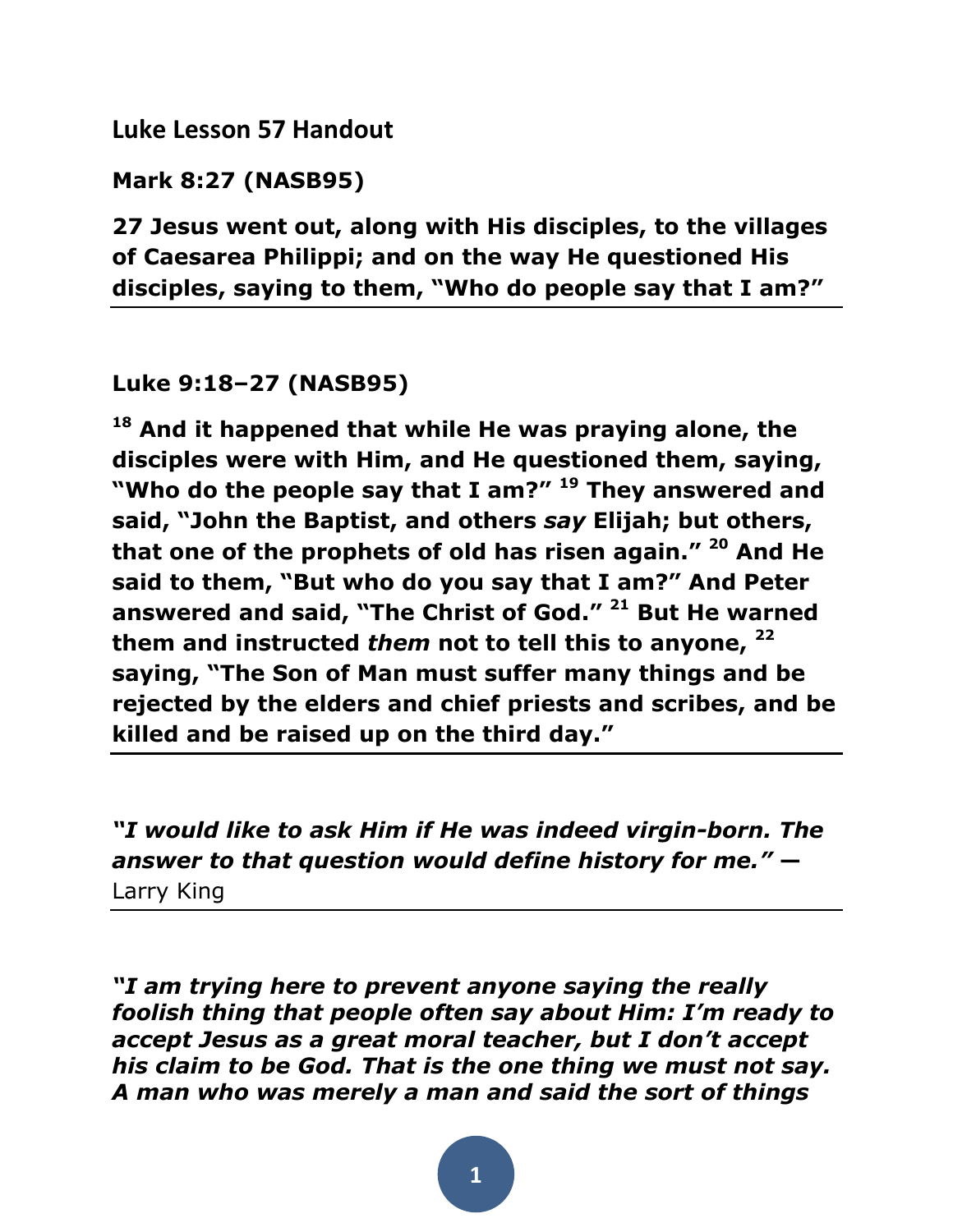## Luke Lesson 57 Handout

**Mark 8:27 (NASB95)**

**27 Jesus went out, along with His disciples, to the villages of Caesarea Philippi; and on the way He questioned His disciples, saying to them, "Who do people say that I am?"**

---

**Luke 9:18–27 (NASB95)**

**[18] And it happened that while He was praying alone, the disciples were with Him, and He questioned them, saying, "Who do the people say that I am?" [19] They answered and said, "John the Baptist, and others *say* Elijah; but others, that one of the prophets of old has risen again." [20] And He said to them, "But who do you say that I am?" And Peter answered and said, "The Christ of God." [21] But He warned them and instructed *them* not to tell this to anyone, [22] saying, "The Son of Man must suffer many things and be rejected by the elders and chief priests and scribes, and be killed and be raised up on the third day."**

---

***"I would like to ask Him if He was indeed virgin-born. The answer to that question would define history for me." —*** Larry King

---

***"I am trying here to prevent anyone saying the really foolish thing that people often say about Him: I'm ready to accept Jesus as a great moral teacher, but I don't accept his claim to be God. That is the one thing we must not say. A man who was merely a man and said the sort of things***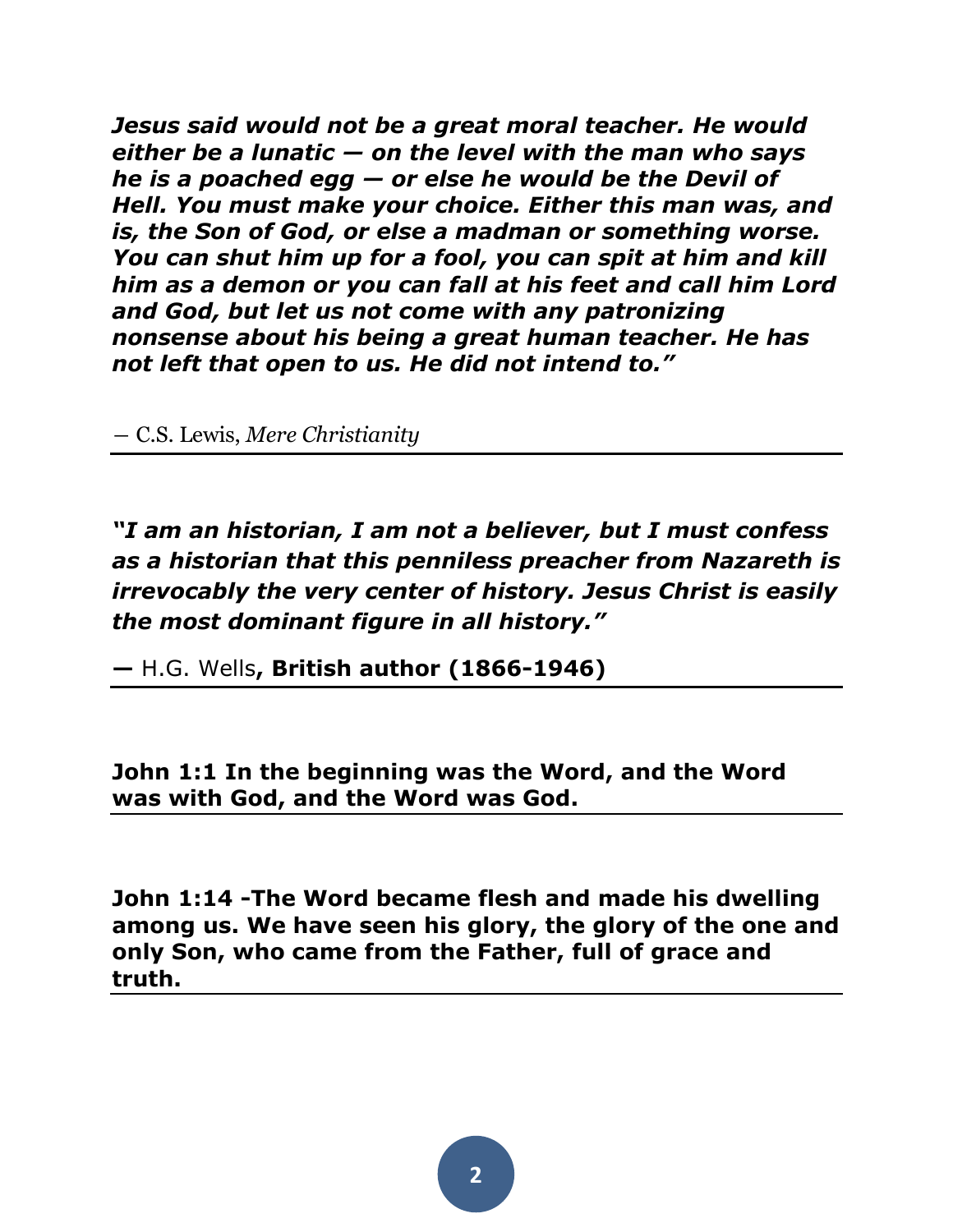***Jesus said would not be a great moral teacher. He would either be a lunatic — on the level with the man who says he is a poached egg — or else he would be the Devil of Hell. You must make your choice. Either this man was, and is, the Son of God, or else a madman or something worse. You can shut him up for a fool, you can spit at him and kill him as a demon or you can fall at his feet and call him Lord and God, but let us not come with any patronizing nonsense about his being a great human teacher. He has not left that open to us. He did not intend to."***

― C.S. Lewis, *Mere Christianity*

---

***"I am an historian, I am not a believer, but I must confess as a historian that this penniless preacher from Nazareth is irrevocably the very center of history. Jesus Christ is easily the most dominant figure in all history."***

**—** H.G. Wells**, British author (1866-1946)**

---

**John 1:1 In the beginning was the Word, and the Word was with God, and the Word was God.**

---

**John 1:14 -The Word became flesh and made his dwelling among us. We have seen his glory, the glory of the one and only Son, who came from the Father, full of grace and truth.**

---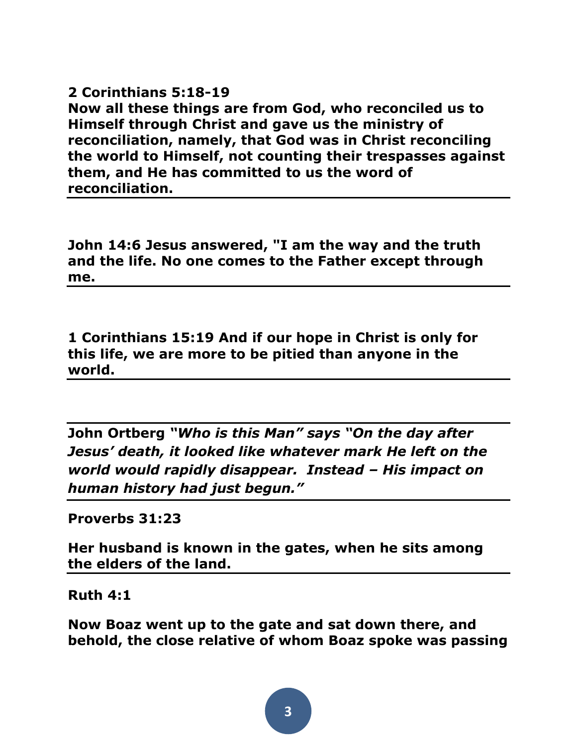**2 Corinthians 5:18-19**
**Now all these things are from God, who reconciled us to Himself through Christ and gave us the ministry of reconciliation, namely, that God was in Christ reconciling the world to Himself, not counting their trespasses against them, and He has committed to us the word of reconciliation.**

---

**John 14:6 Jesus answered, "I am the way and the truth and the life. No one comes to the Father except through me.**

---

**1 Corinthians 15:19 And if our hope in Christ is only for this life, we are more to be pitied than anyone in the world.**

---

---

**John Ortberg *"Who is this Man" says "On the day after Jesus' death, it looked like whatever mark He left on the world would rapidly disappear. Instead – His impact on human history had just begun."***

---

**Proverbs 31:23**

**Her husband is known in the gates, when he sits among the elders of the land.**

---

**Ruth 4:1**

**Now Boaz went up to the gate and sat down there, and behold, the close relative of whom Boaz spoke was passing**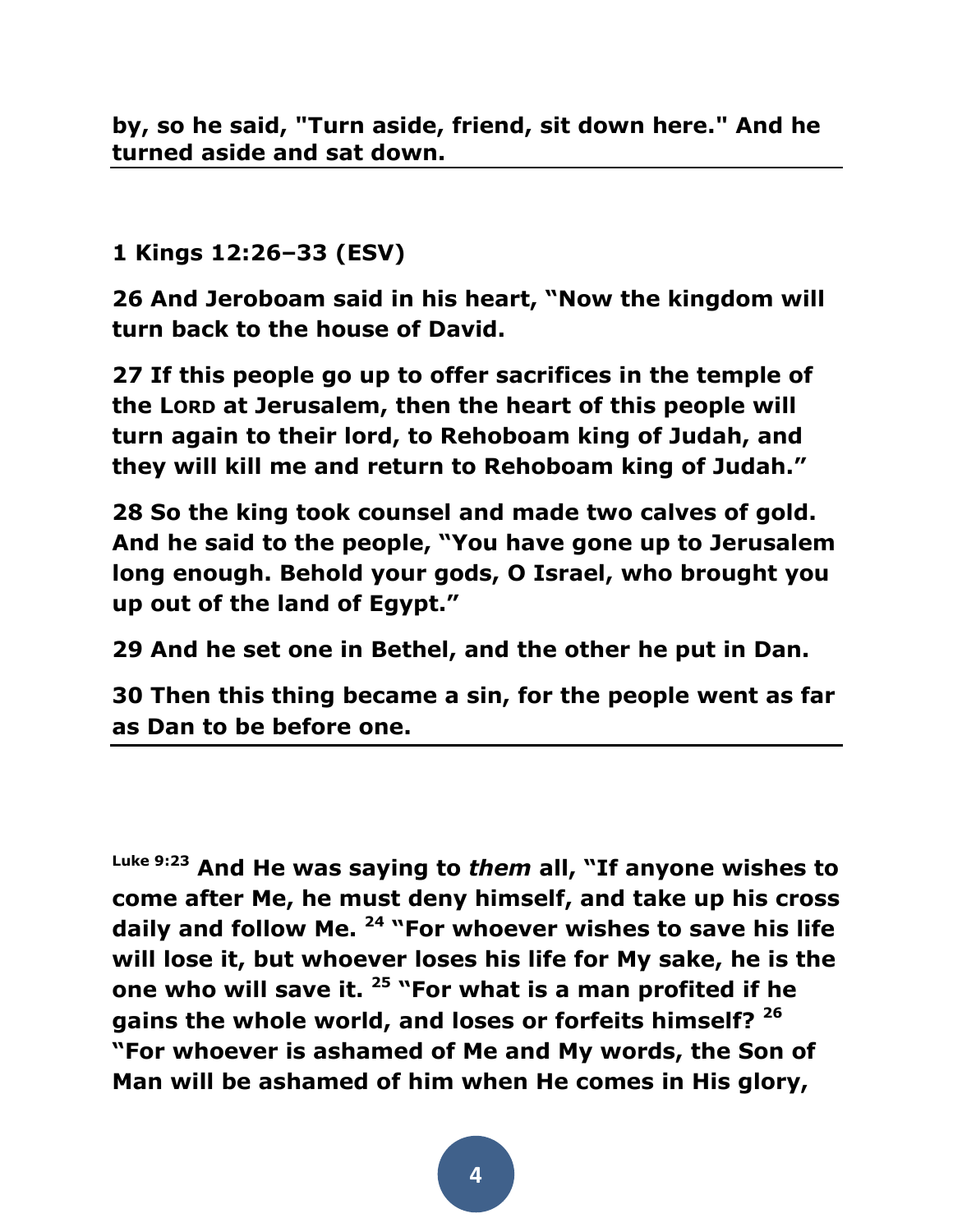**by, so he said, "Turn aside, friend, sit down here." And he turned aside and sat down.**

---

**1 Kings 12:26–33 (ESV)**

**26 And Jeroboam said in his heart, "Now the kingdom will turn back to the house of David.**

**27 If this people go up to offer sacrifices in the temple of the LORD at Jerusalem, then the heart of this people will turn again to their lord, to Rehoboam king of Judah, and they will kill me and return to Rehoboam king of Judah."**

**28 So the king took counsel and made two calves of gold. And he said to the people, "You have gone up to Jerusalem long enough. Behold your gods, O Israel, who brought you up out of the land of Egypt."**

**29 And he set one in Bethel, and the other he put in Dan.**

**30 Then this thing became a sin, for the people went as far as Dan to be before one.**

---

**Luke 9:23 And He was saying to *them* all, "If anyone wishes to come after Me, he must deny himself, and take up his cross daily and follow Me. 24 "For whoever wishes to save his life will lose it, but whoever loses his life for My sake, he is the one who will save it. 25 "For what is a man profited if he gains the whole world, and loses or forfeits himself? 26 "For whoever is ashamed of Me and My words, the Son of Man will be ashamed of him when He comes in His glory,**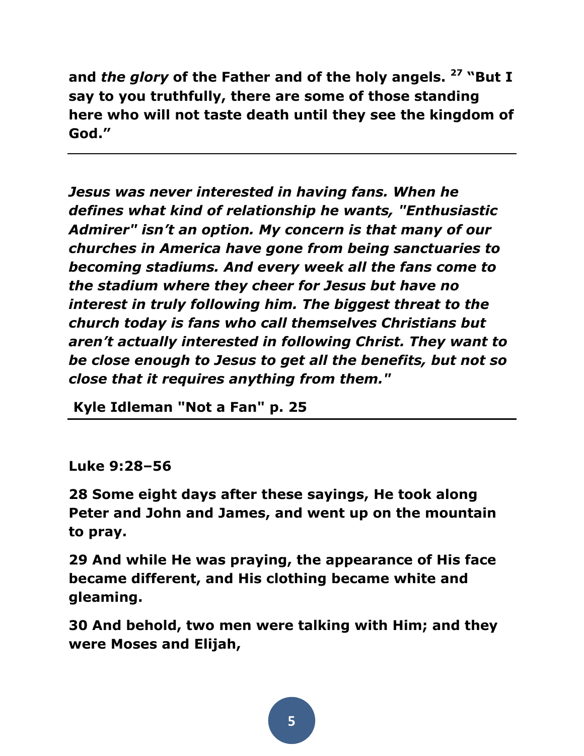**and *the glory* of the Father and of the holy angels. [27] "But I say to you truthfully, there are some of those standing here who will not taste death until they see the kingdom of God."**

---

***Jesus was never interested in having fans. When he defines what kind of relationship he wants, "Enthusiastic Admirer" isn't an option. My concern is that many of our churches in America have gone from being sanctuaries to becoming stadiums. And every week all the fans come to the stadium where they cheer for Jesus but have no interest in truly following him. The biggest threat to the church today is fans who call themselves Christians but aren't actually interested in following Christ. They want to be close enough to Jesus to get all the benefits, but not so close that it requires anything from them."***

**Kyle Idleman "Not a Fan" p. 25**

---

**Luke 9:28–56**

**28 Some eight days after these sayings, He took along Peter and John and James, and went up on the mountain to pray.**

**29 And while He was praying, the appearance of His face became different, and His clothing became white and gleaming.**

**30 And behold, two men were talking with Him; and they were Moses and Elijah,**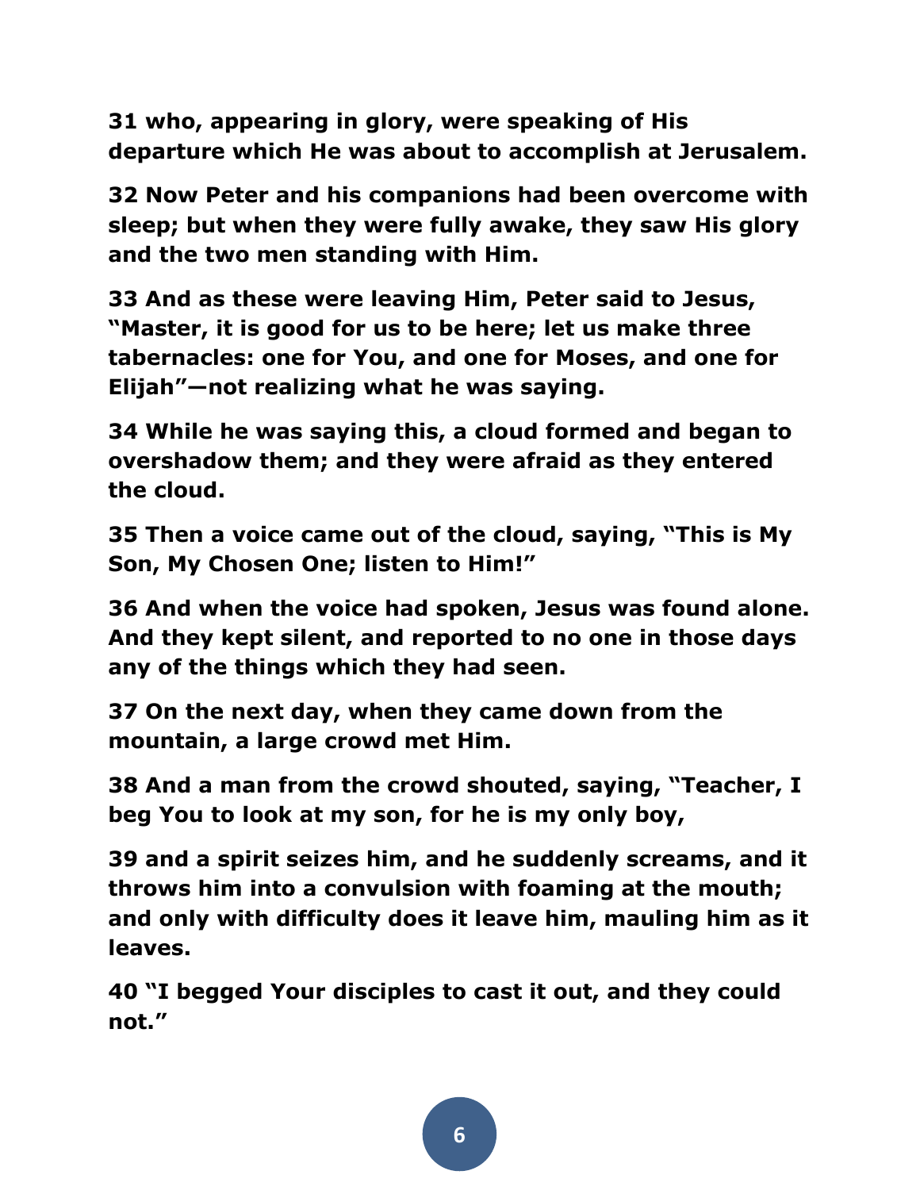**31 who, appearing in glory, were speaking of His departure which He was about to accomplish at Jerusalem.**

**32 Now Peter and his companions had been overcome with sleep; but when they were fully awake, they saw His glory and the two men standing with Him.**

**33 And as these were leaving Him, Peter said to Jesus, "Master, it is good for us to be here; let us make three tabernacles: one for You, and one for Moses, and one for Elijah"—not realizing what he was saying.**

**34 While he was saying this, a cloud formed and began to overshadow them; and they were afraid as they entered the cloud.**

**35 Then a voice came out of the cloud, saying, "This is My Son, My Chosen One; listen to Him!"**

**36 And when the voice had spoken, Jesus was found alone. And they kept silent, and reported to no one in those days any of the things which they had seen.**

**37 On the next day, when they came down from the mountain, a large crowd met Him.**

**38 And a man from the crowd shouted, saying, "Teacher, I beg You to look at my son, for he is my only boy,**

**39 and a spirit seizes him, and he suddenly screams, and it throws him into a convulsion with foaming at the mouth; and only with difficulty does it leave him, mauling him as it leaves.**

**40 "I begged Your disciples to cast it out, and they could not."**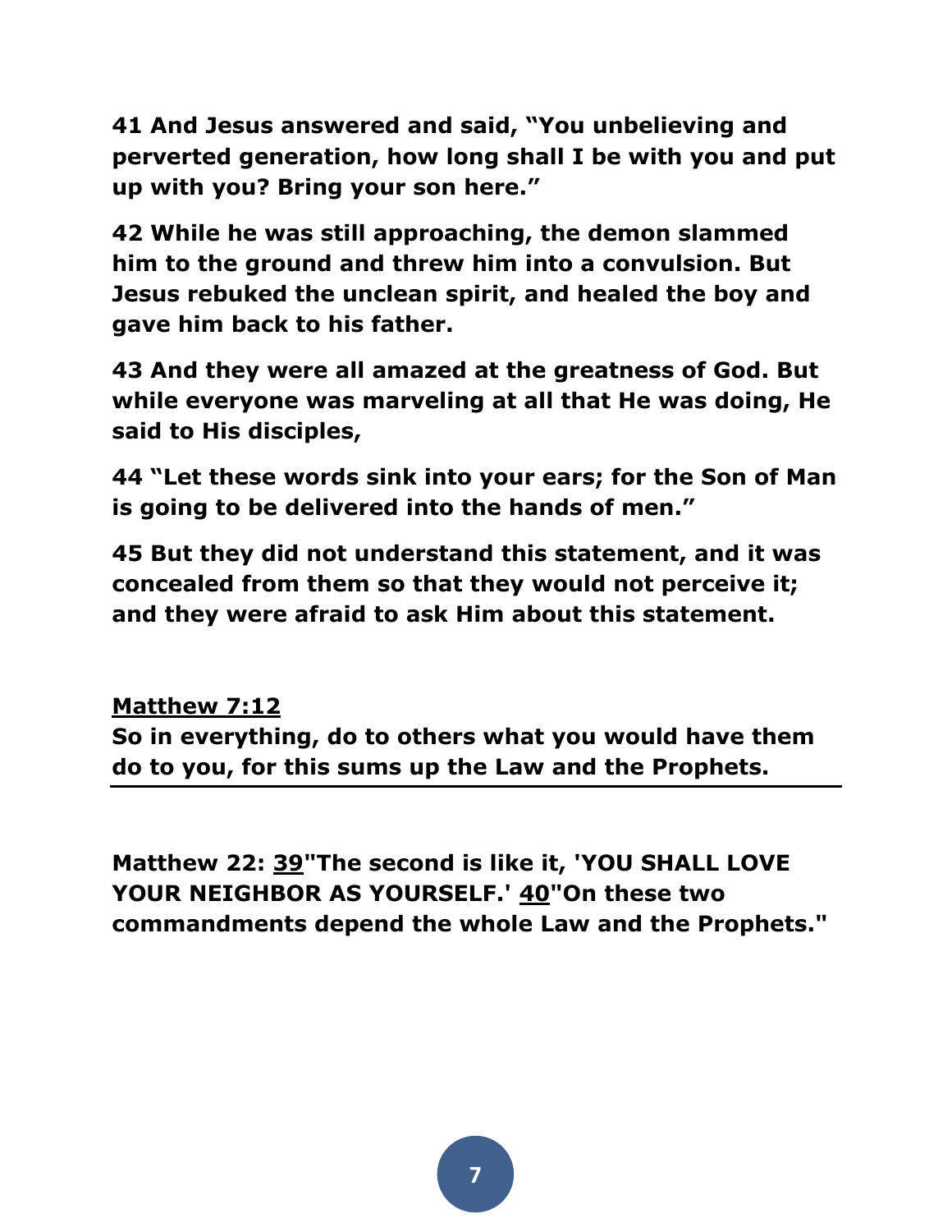**41 And Jesus answered and said, "You unbelieving and perverted generation, how long shall I be with you and put up with you? Bring your son here."**

**42 While he was still approaching, the demon slammed him to the ground and threw him into a convulsion. But Jesus rebuked the unclean spirit, and healed the boy and gave him back to his father.**

**43 And they were all amazed at the greatness of God. But while everyone was marveling at all that He was doing, He said to His disciples,**

**44 "Let these words sink into your ears; for the Son of Man is going to be delivered into the hands of men."**

**45 But they did not understand this statement, and it was concealed from them so that they would not perceive it; and they were afraid to ask Him about this statement.**

**Matthew 7:12**
**So in everything, do to others what you would have them do to you, for this sums up the Law and the Prophets.**

---

**Matthew 22: 39"The second is like it, 'YOU SHALL LOVE YOUR NEIGHBOR AS YOURSELF.' 40"On these two commandments depend the whole Law and the Prophets."**